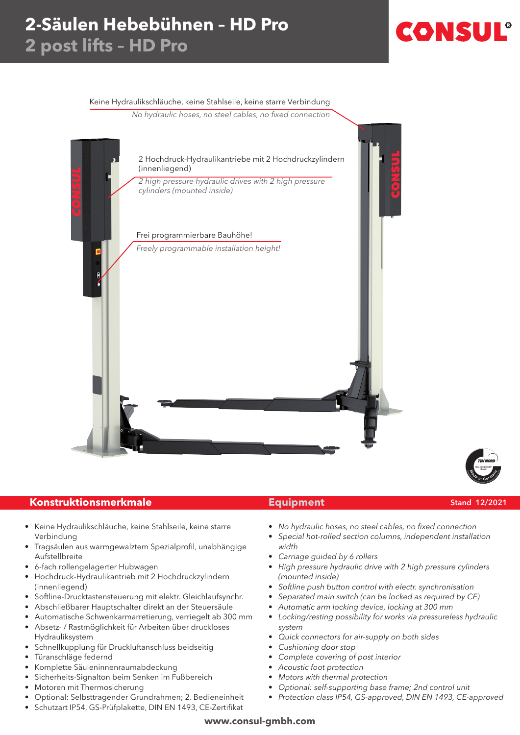# 2-Säulen Hebebühnen – HD Pro

## 2 post lifts – HD Pro

CONSUL

Keine Hydraulikschläuche, keine Stahlseile, keine starre Verbindung

*No hydraulic hoses, no steel cables, no fixed connection*

2 Hochdruck-Hydraulikantriebe mit 2 Hochdruckzylindern (innenliegend)

*2 high pressure hydraulic drives with 2 high pressure cylinders (mounted inside)*

Frei programmierbare Bauhöhe!

*Freely programmable installation height!*

## Konstruktionsmerkmale

- Keine Hydraulikschläuche, keine Stahlseile, keine starre Verbindung
- Tragsäulen aus warmgewalztem Spezialprofil, unabhängige Aufstellbreite
- 6-fach rollengelagerter Hubwagen
- Hochdruck-Hydraulikantrieb mit 2 Hochdruckzylindern (innenliegend)
- Softline-Drucktastensteuerung mit elektr. Gleichlaufsynchr.
- Abschließbarer Hauptschalter direkt an der Steuersäule
- Automatische Schwenkarmarretierung, verriegelt ab 300 mm
- Absetz- / Rastmöglichkeit für Arbeiten über druckloses Hydrauliksystem
- Schnellkupplung für Druckluftanschluss beidseitig
- Türanschläge federnd
- Komplette Säuleninnenraumabdeckung
- Sicherheits-Signalton beim Senken im Fußbereich
- Motoren mit Thermosicherung
- Optional: Selbsttragender Grundrahmen; 2. Bedieneinheit
- Schutzart IP54, GS-Prüfplakette, DIN EN 1493, CE-Zertifikat

## Equipment

Stand 12/2021

- *No hydraulic hoses, no steel cables, no fixed connection*
- *Special hot-rolled section columns, independent installation width*
- *Carriage guided by 6 rollers*
- *High pressure hydraulic drive with 2 high pressure cylinders (mounted inside)*
- *Softline push button control with electr. synchronisation*
- *Separated main switch (can be locked as required by CE)*
- *Automatic arm locking device, locking at 300 mm*
- *Locking/resting possibility for works via pressureless hydraulic system*
- *Quick connectors for air-supply on both sides*
- *Cushioning door stop*
- *Complete covering of post interior*
- *Acoustic foot protection*
- *Motors with thermal protection*
- *Optional: self-supporting base frame; 2nd control unit*
- *Protection class IP54, GS-approved, DIN EN 1493, CE-approved*

**www.consul-gmbh.com**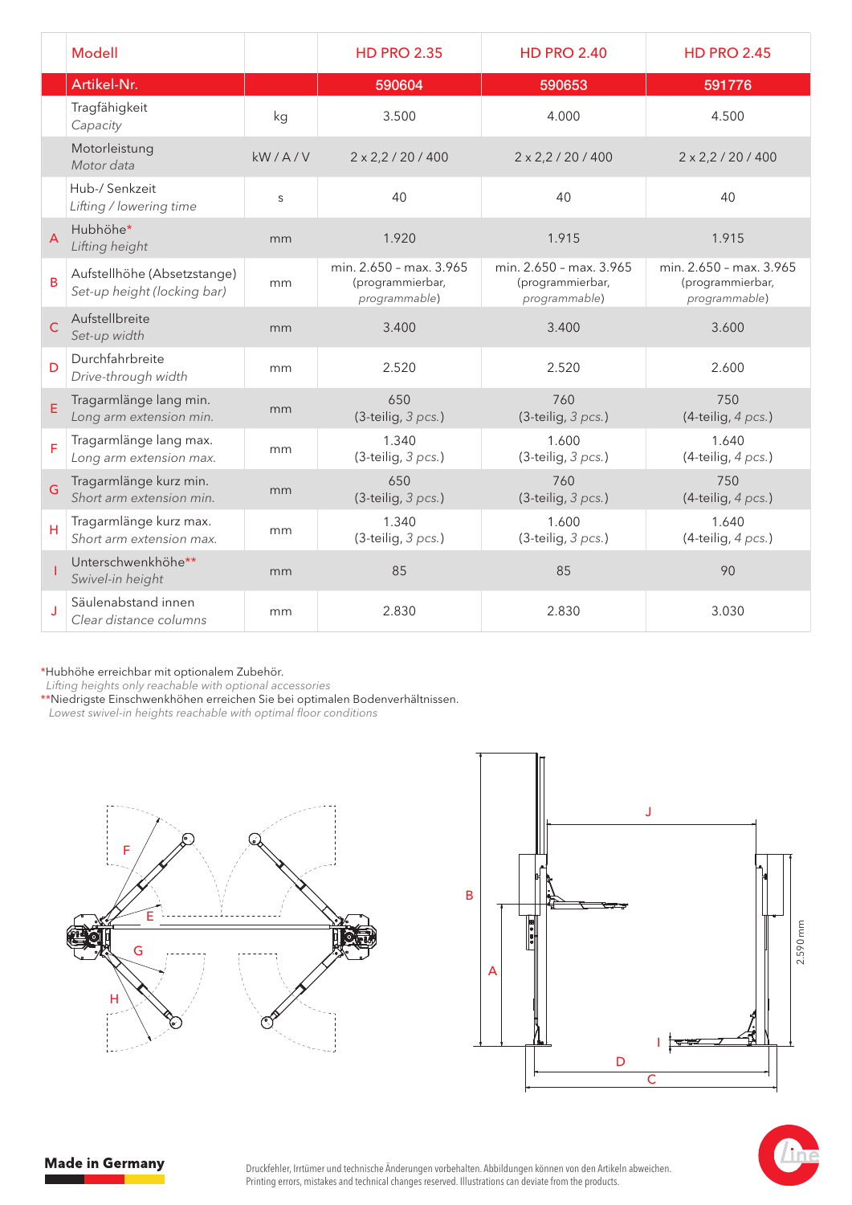| | Modell | | HD PRO 2.35 | HD PRO 2.40 | HD PRO 2.45 |
|---|---|---|---|---|---|
| | Artikel-Nr. | | 590604 | 590653 | 591776 |
| | Tragfähigkeit *Capacity* | kg | 3.500 | 4.000 | 4.500 |
| | Motorleistung *Motor data* | kW / A / V | 2 x 2,2 / 20 / 400 | 2 x 2,2 / 20 / 400 | 2 x 2,2 / 20 / 400 |
| | Hub-/ Senkzeit *Lifting / lowering time* | s | 40 | 40 | 40 |
| A | Hubhöhe* *Lifting height* | mm | 1.920 | 1.915 | 1.915 |
| B | Aufstellhöhe (Absetzstange) *Set-up height (locking bar)* | mm | min. 2.650 – max. 3.965 (programmierbar, *programmable*) | min. 2.650 – max. 3.965 (programmierbar, *programmable*) | min. 2.650 – max. 3.965 (programmierbar, *programmable*) |
| C | Aufstellbreite *Set-up width* | mm | 3.400 | 3.400 | 3.600 |
| D | Durchfahrbreite *Drive-through width* | mm | 2.520 | 2.520 | 2.600 |
| E | Tragarmlänge lang min. *Long arm extension min.* | mm | 650 (3-teilig, *3 pcs.*) | 760 (3-teilig, *3 pcs.*) | 750 (4-teilig, *4 pcs.*) |
| F | Tragarmlänge lang max. *Long arm extension max.* | mm | 1.340 (3-teilig, *3 pcs.*) | 1.600 (3-teilig, *3 pcs.*) | 1.640 (4-teilig, *4 pcs.*) |
| G | Tragarmlänge kurz min. *Short arm extension min.* | mm | 650 (3-teilig, *3 pcs.*) | 760 (3-teilig, *3 pcs.*) | 750 (4-teilig, *4 pcs.*) |
| H | Tragarmlänge kurz max. *Short arm extension max.* | mm | 1.340 (3-teilig, *3 pcs.*) | 1.600 (3-teilig, *3 pcs.*) | 1.640 (4-teilig, *4 pcs.*) |
| I | Unterschwenkhöhe** *Swivel-in height* | mm | 85 | 85 | 90 |
| J | Säulenabstand innen *Clear distance columns* | mm | 2.830 | 2.830 | 3.030 |

*Hubhöhe erreichbar mit optionalem Zubehör.
*Lifting heights only reachable with optional accessories*
**Niedrigste Einschwenkhöhen erreichen Sie bei optimalen Bodenverhältnissen.
*Lowest swivel-in heights reachable with optimal floor conditions*

F
E
G
H

B
A
J
I
D
C
2.590 mm

**Made in Germany**

Druckfehler, Irrtümer und technische Änderungen vorbehalten. Abbildungen können von den Artikeln abweichen.
Printing errors, mistakes and technical changes reserved. Illustrations can deviate from the products.